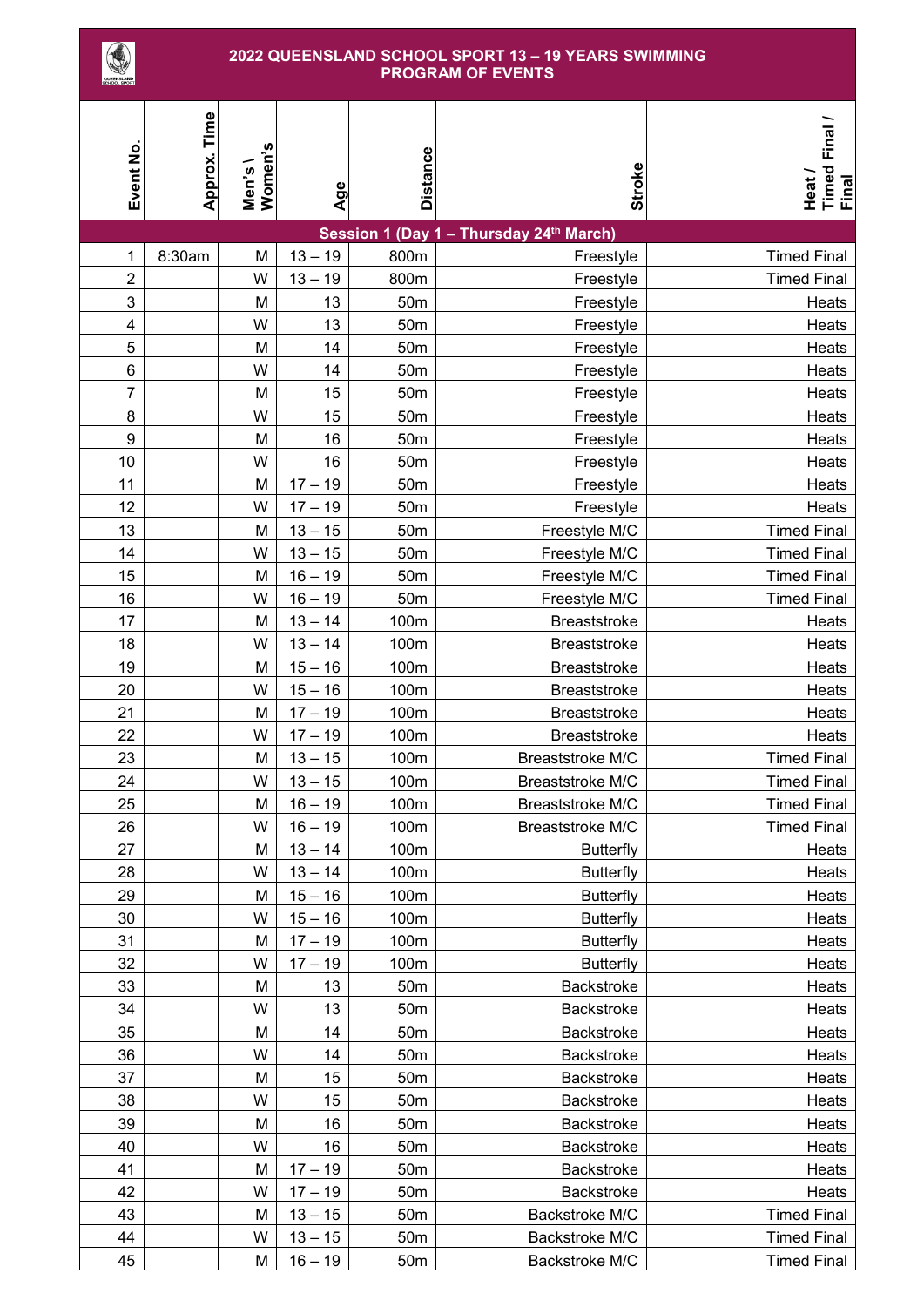# 2022 QUEENSLAND SCHOOL SPORT 13 – 19 YEARS SWIMMING PROGRAM OF EVENTS

| Event No. | Approx. Time | Men's \ Women's | Age | Distance | Stroke | Heat / Timed Final / Final |
|---|---|---|---|---|---|---|
| **Session 1 (Day 1 – Thursday 24th March)** | | | | | | |
| 1 | 8:30am | M | 13 – 19 | 800m | Freestyle | Timed Final |
| 2 | | W | 13 – 19 | 800m | Freestyle | Timed Final |
| 3 | | M | 13 | 50m | Freestyle | Heats |
| 4 | | W | 13 | 50m | Freestyle | Heats |
| 5 | | M | 14 | 50m | Freestyle | Heats |
| 6 | | W | 14 | 50m | Freestyle | Heats |
| 7 | | M | 15 | 50m | Freestyle | Heats |
| 8 | | W | 15 | 50m | Freestyle | Heats |
| 9 | | M | 16 | 50m | Freestyle | Heats |
| 10 | | W | 16 | 50m | Freestyle | Heats |
| 11 | | M | 17 – 19 | 50m | Freestyle | Heats |
| 12 | | W | 17 – 19 | 50m | Freestyle | Heats |
| 13 | | M | 13 – 15 | 50m | Freestyle M/C | Timed Final |
| 14 | | W | 13 – 15 | 50m | Freestyle M/C | Timed Final |
| 15 | | M | 16 – 19 | 50m | Freestyle M/C | Timed Final |
| 16 | | W | 16 – 19 | 50m | Freestyle M/C | Timed Final |
| 17 | | M | 13 – 14 | 100m | Breaststroke | Heats |
| 18 | | W | 13 – 14 | 100m | Breaststroke | Heats |
| 19 | | M | 15 – 16 | 100m | Breaststroke | Heats |
| 20 | | W | 15 – 16 | 100m | Breaststroke | Heats |
| 21 | | M | 17 – 19 | 100m | Breaststroke | Heats |
| 22 | | W | 17 – 19 | 100m | Breaststroke | Heats |
| 23 | | M | 13 – 15 | 100m | Breaststroke M/C | Timed Final |
| 24 | | W | 13 – 15 | 100m | Breaststroke M/C | Timed Final |
| 25 | | M | 16 – 19 | 100m | Breaststroke M/C | Timed Final |
| 26 | | W | 16 – 19 | 100m | Breaststroke M/C | Timed Final |
| 27 | | M | 13 – 14 | 100m | Butterfly | Heats |
| 28 | | W | 13 – 14 | 100m | Butterfly | Heats |
| 29 | | M | 15 – 16 | 100m | Butterfly | Heats |
| 30 | | W | 15 – 16 | 100m | Butterfly | Heats |
| 31 | | M | 17 – 19 | 100m | Butterfly | Heats |
| 32 | | W | 17 – 19 | 100m | Butterfly | Heats |
| 33 | | M | 13 | 50m | Backstroke | Heats |
| 34 | | W | 13 | 50m | Backstroke | Heats |
| 35 | | M | 14 | 50m | Backstroke | Heats |
| 36 | | W | 14 | 50m | Backstroke | Heats |
| 37 | | M | 15 | 50m | Backstroke | Heats |
| 38 | | W | 15 | 50m | Backstroke | Heats |
| 39 | | M | 16 | 50m | Backstroke | Heats |
| 40 | | W | 16 | 50m | Backstroke | Heats |
| 41 | | M | 17 – 19 | 50m | Backstroke | Heats |
| 42 | | W | 17 – 19 | 50m | Backstroke | Heats |
| 43 | | M | 13 – 15 | 50m | Backstroke M/C | Timed Final |
| 44 | | W | 13 – 15 | 50m | Backstroke M/C | Timed Final |
| 45 | | M | 16 – 19 | 50m | Backstroke M/C | Timed Final |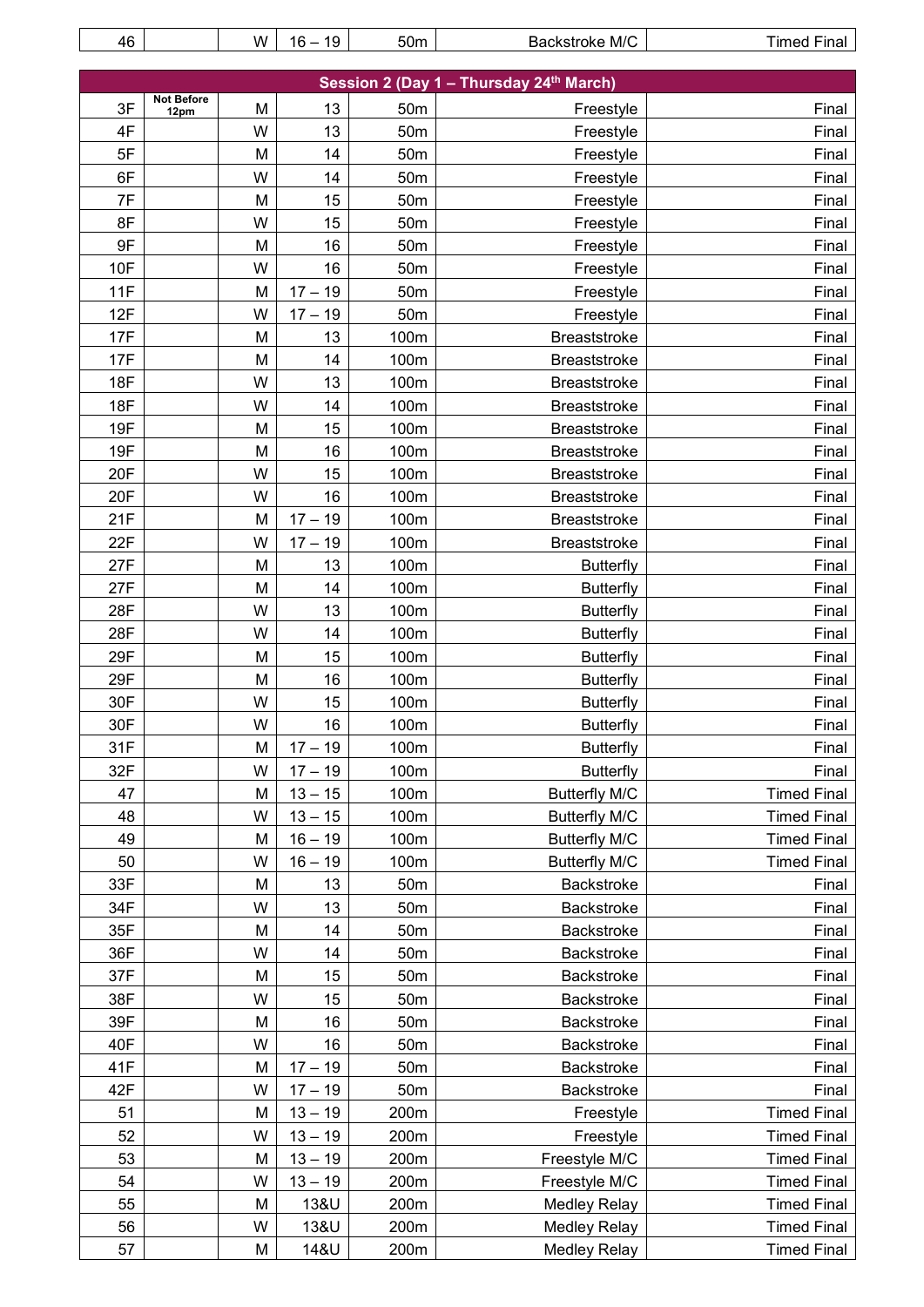| 46 | | W | 16 – 19 | 50m | Backstroke M/C | Timed Final |
|---|---|---|---|---|---|---|

| Session 2 (Day 1 – Thursday 24th March) | | | | | | |
|---|---|---|---|---|---|---|
| 3F | Not Before 12pm | M | 13 | 50m | Freestyle | Final |
| 4F | | W | 13 | 50m | Freestyle | Final |
| 5F | | M | 14 | 50m | Freestyle | Final |
| 6F | | W | 14 | 50m | Freestyle | Final |
| 7F | | M | 15 | 50m | Freestyle | Final |
| 8F | | W | 15 | 50m | Freestyle | Final |
| 9F | | M | 16 | 50m | Freestyle | Final |
| 10F | | W | 16 | 50m | Freestyle | Final |
| 11F | | M | 17 – 19 | 50m | Freestyle | Final |
| 12F | | W | 17 – 19 | 50m | Freestyle | Final |
| 17F | | M | 13 | 100m | Breaststroke | Final |
| 17F | | M | 14 | 100m | Breaststroke | Final |
| 18F | | W | 13 | 100m | Breaststroke | Final |
| 18F | | W | 14 | 100m | Breaststroke | Final |
| 19F | | M | 15 | 100m | Breaststroke | Final |
| 19F | | M | 16 | 100m | Breaststroke | Final |
| 20F | | W | 15 | 100m | Breaststroke | Final |
| 20F | | W | 16 | 100m | Breaststroke | Final |
| 21F | | M | 17 – 19 | 100m | Breaststroke | Final |
| 22F | | W | 17 – 19 | 100m | Breaststroke | Final |
| 27F | | M | 13 | 100m | Butterfly | Final |
| 27F | | M | 14 | 100m | Butterfly | Final |
| 28F | | W | 13 | 100m | Butterfly | Final |
| 28F | | W | 14 | 100m | Butterfly | Final |
| 29F | | M | 15 | 100m | Butterfly | Final |
| 29F | | M | 16 | 100m | Butterfly | Final |
| 30F | | W | 15 | 100m | Butterfly | Final |
| 30F | | W | 16 | 100m | Butterfly | Final |
| 31F | | M | 17 – 19 | 100m | Butterfly | Final |
| 32F | | W | 17 – 19 | 100m | Butterfly | Final |
| 47 | | M | 13 – 15 | 100m | Butterfly M/C | Timed Final |
| 48 | | W | 13 – 15 | 100m | Butterfly M/C | Timed Final |
| 49 | | M | 16 – 19 | 100m | Butterfly M/C | Timed Final |
| 50 | | W | 16 – 19 | 100m | Butterfly M/C | Timed Final |
| 33F | | M | 13 | 50m | Backstroke | Final |
| 34F | | W | 13 | 50m | Backstroke | Final |
| 35F | | M | 14 | 50m | Backstroke | Final |
| 36F | | W | 14 | 50m | Backstroke | Final |
| 37F | | M | 15 | 50m | Backstroke | Final |
| 38F | | W | 15 | 50m | Backstroke | Final |
| 39F | | M | 16 | 50m | Backstroke | Final |
| 40F | | W | 16 | 50m | Backstroke | Final |
| 41F | | M | 17 – 19 | 50m | Backstroke | Final |
| 42F | | W | 17 – 19 | 50m | Backstroke | Final |
| 51 | | M | 13 – 19 | 200m | Freestyle | Timed Final |
| 52 | | W | 13 – 19 | 200m | Freestyle | Timed Final |
| 53 | | M | 13 – 19 | 200m | Freestyle M/C | Timed Final |
| 54 | | W | 13 – 19 | 200m | Freestyle M/C | Timed Final |
| 55 | | M | 13&U | 200m | Medley Relay | Timed Final |
| 56 | | W | 13&U | 200m | Medley Relay | Timed Final |
| 57 | | M | 14&U | 200m | Medley Relay | Timed Final |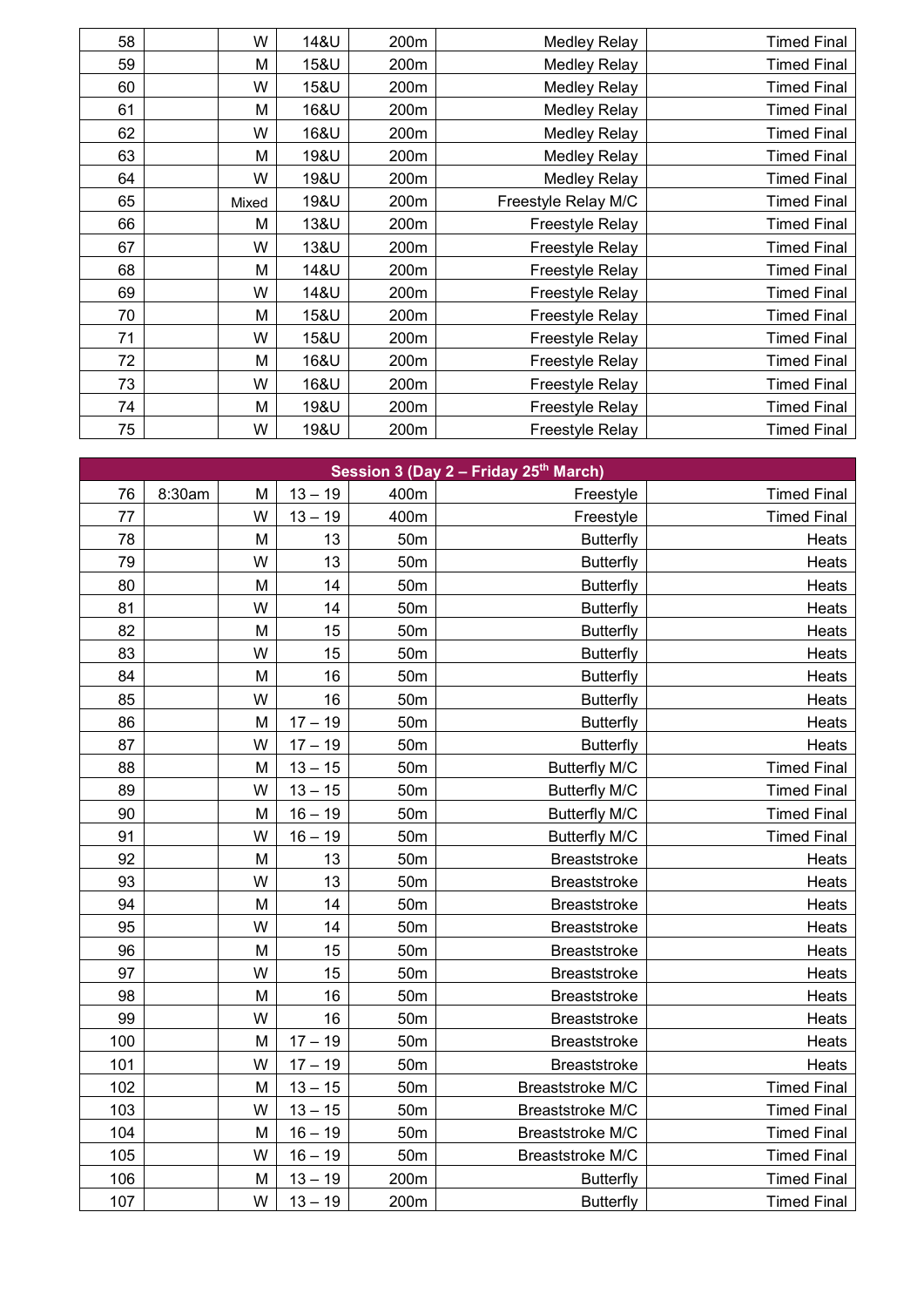| | | | | | | |
|---|---|---|---|---|---|---|
| 58 | | W | 14&U | 200m | Medley Relay | Timed Final |
| 59 | | M | 15&U | 200m | Medley Relay | Timed Final |
| 60 | | W | 15&U | 200m | Medley Relay | Timed Final |
| 61 | | M | 16&U | 200m | Medley Relay | Timed Final |
| 62 | | W | 16&U | 200m | Medley Relay | Timed Final |
| 63 | | M | 19&U | 200m | Medley Relay | Timed Final |
| 64 | | W | 19&U | 200m | Medley Relay | Timed Final |
| 65 | | Mixed | 19&U | 200m | Freestyle Relay M/C | Timed Final |
| 66 | | M | 13&U | 200m | Freestyle Relay | Timed Final |
| 67 | | W | 13&U | 200m | Freestyle Relay | Timed Final |
| 68 | | M | 14&U | 200m | Freestyle Relay | Timed Final |
| 69 | | W | 14&U | 200m | Freestyle Relay | Timed Final |
| 70 | | M | 15&U | 200m | Freestyle Relay | Timed Final |
| 71 | | W | 15&U | 200m | Freestyle Relay | Timed Final |
| 72 | | M | 16&U | 200m | Freestyle Relay | Timed Final |
| 73 | | W | 16&U | 200m | Freestyle Relay | Timed Final |
| 74 | | M | 19&U | 200m | Freestyle Relay | Timed Final |
| 75 | | W | 19&U | 200m | Freestyle Relay | Timed Final |

| **Session 3 (Day 2 – Friday 25th March)** | | | | | | |
|---|---|---|---|---|---|---|
| 76 | 8:30am | M | 13 – 19 | 400m | Freestyle | Timed Final |
| 77 | | W | 13 – 19 | 400m | Freestyle | Timed Final |
| 78 | | M | 13 | 50m | Butterfly | Heats |
| 79 | | W | 13 | 50m | Butterfly | Heats |
| 80 | | M | 14 | 50m | Butterfly | Heats |
| 81 | | W | 14 | 50m | Butterfly | Heats |
| 82 | | M | 15 | 50m | Butterfly | Heats |
| 83 | | W | 15 | 50m | Butterfly | Heats |
| 84 | | M | 16 | 50m | Butterfly | Heats |
| 85 | | W | 16 | 50m | Butterfly | Heats |
| 86 | | M | 17 – 19 | 50m | Butterfly | Heats |
| 87 | | W | 17 – 19 | 50m | Butterfly | Heats |
| 88 | | M | 13 – 15 | 50m | Butterfly M/C | Timed Final |
| 89 | | W | 13 – 15 | 50m | Butterfly M/C | Timed Final |
| 90 | | M | 16 – 19 | 50m | Butterfly M/C | Timed Final |
| 91 | | W | 16 – 19 | 50m | Butterfly M/C | Timed Final |
| 92 | | M | 13 | 50m | Breaststroke | Heats |
| 93 | | W | 13 | 50m | Breaststroke | Heats |
| 94 | | M | 14 | 50m | Breaststroke | Heats |
| 95 | | W | 14 | 50m | Breaststroke | Heats |
| 96 | | M | 15 | 50m | Breaststroke | Heats |
| 97 | | W | 15 | 50m | Breaststroke | Heats |
| 98 | | M | 16 | 50m | Breaststroke | Heats |
| 99 | | W | 16 | 50m | Breaststroke | Heats |
| 100 | | M | 17 – 19 | 50m | Breaststroke | Heats |
| 101 | | W | 17 – 19 | 50m | Breaststroke | Heats |
| 102 | | M | 13 – 15 | 50m | Breaststroke M/C | Timed Final |
| 103 | | W | 13 – 15 | 50m | Breaststroke M/C | Timed Final |
| 104 | | M | 16 – 19 | 50m | Breaststroke M/C | Timed Final |
| 105 | | W | 16 – 19 | 50m | Breaststroke M/C | Timed Final |
| 106 | | M | 13 – 19 | 200m | Butterfly | Timed Final |
| 107 | | W | 13 – 19 | 200m | Butterfly | Timed Final |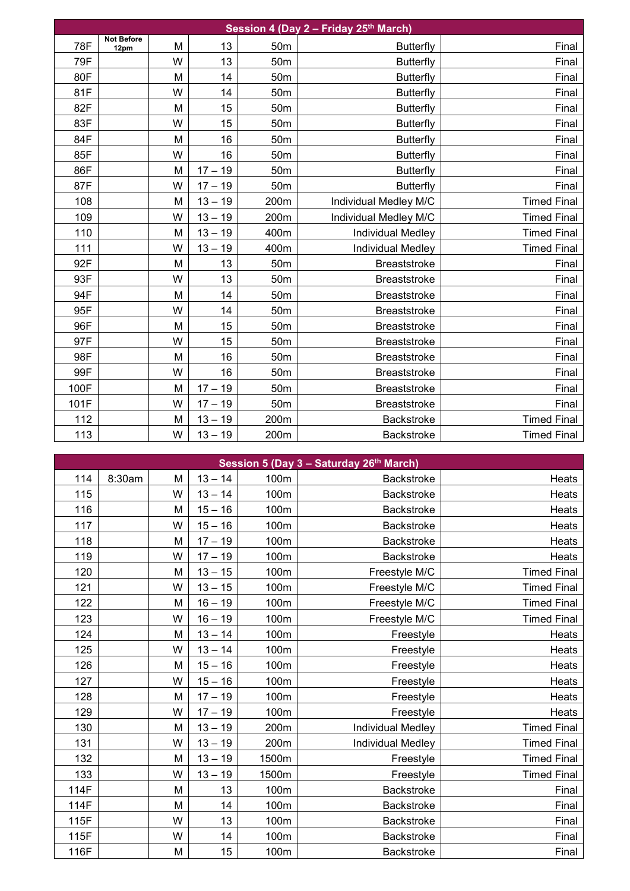| Session 4 (Day 2 – Friday 25th March) | | | | | | |
|---|---|---|---|---|---|---|
| 78F | Not Before 12pm | M | 13 | 50m | Butterfly | Final |
| 79F | | W | 13 | 50m | Butterfly | Final |
| 80F | | M | 14 | 50m | Butterfly | Final |
| 81F | | W | 14 | 50m | Butterfly | Final |
| 82F | | M | 15 | 50m | Butterfly | Final |
| 83F | | W | 15 | 50m | Butterfly | Final |
| 84F | | M | 16 | 50m | Butterfly | Final |
| 85F | | W | 16 | 50m | Butterfly | Final |
| 86F | | M | 17 – 19 | 50m | Butterfly | Final |
| 87F | | W | 17 – 19 | 50m | Butterfly | Final |
| 108 | | M | 13 – 19 | 200m | Individual Medley M/C | Timed Final |
| 109 | | W | 13 – 19 | 200m | Individual Medley M/C | Timed Final |
| 110 | | M | 13 – 19 | 400m | Individual Medley | Timed Final |
| 111 | | W | 13 – 19 | 400m | Individual Medley | Timed Final |
| 92F | | M | 13 | 50m | Breaststroke | Final |
| 93F | | W | 13 | 50m | Breaststroke | Final |
| 94F | | M | 14 | 50m | Breaststroke | Final |
| 95F | | W | 14 | 50m | Breaststroke | Final |
| 96F | | M | 15 | 50m | Breaststroke | Final |
| 97F | | W | 15 | 50m | Breaststroke | Final |
| 98F | | M | 16 | 50m | Breaststroke | Final |
| 99F | | W | 16 | 50m | Breaststroke | Final |
| 100F | | M | 17 – 19 | 50m | Breaststroke | Final |
| 101F | | W | 17 – 19 | 50m | Breaststroke | Final |
| 112 | | M | 13 – 19 | 200m | Backstroke | Timed Final |
| 113 | | W | 13 – 19 | 200m | Backstroke | Timed Final |

| Session 5 (Day 3 – Saturday 26th March) | | | | | | |
|---|---|---|---|---|---|---|
| 114 | 8:30am | M | 13 – 14 | 100m | Backstroke | Heats |
| 115 | | W | 13 – 14 | 100m | Backstroke | Heats |
| 116 | | M | 15 – 16 | 100m | Backstroke | Heats |
| 117 | | W | 15 – 16 | 100m | Backstroke | Heats |
| 118 | | M | 17 – 19 | 100m | Backstroke | Heats |
| 119 | | W | 17 – 19 | 100m | Backstroke | Heats |
| 120 | | M | 13 – 15 | 100m | Freestyle M/C | Timed Final |
| 121 | | W | 13 – 15 | 100m | Freestyle M/C | Timed Final |
| 122 | | M | 16 – 19 | 100m | Freestyle M/C | Timed Final |
| 123 | | W | 16 – 19 | 100m | Freestyle M/C | Timed Final |
| 124 | | M | 13 – 14 | 100m | Freestyle | Heats |
| 125 | | W | 13 – 14 | 100m | Freestyle | Heats |
| 126 | | M | 15 – 16 | 100m | Freestyle | Heats |
| 127 | | W | 15 – 16 | 100m | Freestyle | Heats |
| 128 | | M | 17 – 19 | 100m | Freestyle | Heats |
| 129 | | W | 17 – 19 | 100m | Freestyle | Heats |
| 130 | | M | 13 – 19 | 200m | Individual Medley | Timed Final |
| 131 | | W | 13 – 19 | 200m | Individual Medley | Timed Final |
| 132 | | M | 13 – 19 | 1500m | Freestyle | Timed Final |
| 133 | | W | 13 – 19 | 1500m | Freestyle | Timed Final |
| 114F | | M | 13 | 100m | Backstroke | Final |
| 114F | | M | 14 | 100m | Backstroke | Final |
| 115F | | W | 13 | 100m | Backstroke | Final |
| 115F | | W | 14 | 100m | Backstroke | Final |
| 116F | | M | 15 | 100m | Backstroke | Final |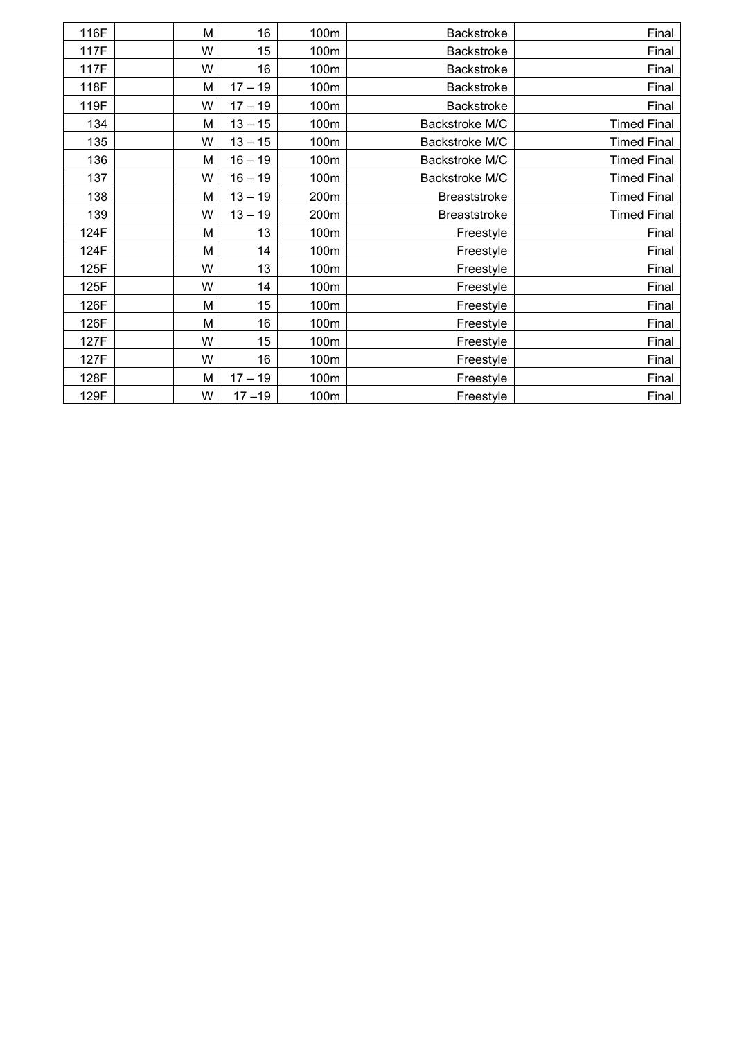| | | | | | | |
|---|---|---|---|---|---|---|
| 116F | | M | 16 | 100m | Backstroke | Final |
| 117F | | W | 15 | 100m | Backstroke | Final |
| 117F | | W | 16 | 100m | Backstroke | Final |
| 118F | | M | 17 – 19 | 100m | Backstroke | Final |
| 119F | | W | 17 – 19 | 100m | Backstroke | Final |
| 134 | | M | 13 – 15 | 100m | Backstroke M/C | Timed Final |
| 135 | | W | 13 – 15 | 100m | Backstroke M/C | Timed Final |
| 136 | | M | 16 – 19 | 100m | Backstroke M/C | Timed Final |
| 137 | | W | 16 – 19 | 100m | Backstroke M/C | Timed Final |
| 138 | | M | 13 – 19 | 200m | Breaststroke | Timed Final |
| 139 | | W | 13 – 19 | 200m | Breaststroke | Timed Final |
| 124F | | M | 13 | 100m | Freestyle | Final |
| 124F | | M | 14 | 100m | Freestyle | Final |
| 125F | | W | 13 | 100m | Freestyle | Final |
| 125F | | W | 14 | 100m | Freestyle | Final |
| 126F | | M | 15 | 100m | Freestyle | Final |
| 126F | | M | 16 | 100m | Freestyle | Final |
| 127F | | W | 15 | 100m | Freestyle | Final |
| 127F | | W | 16 | 100m | Freestyle | Final |
| 128F | | M | 17 – 19 | 100m | Freestyle | Final |
| 129F | | W | 17 –19 | 100m | Freestyle | Final |